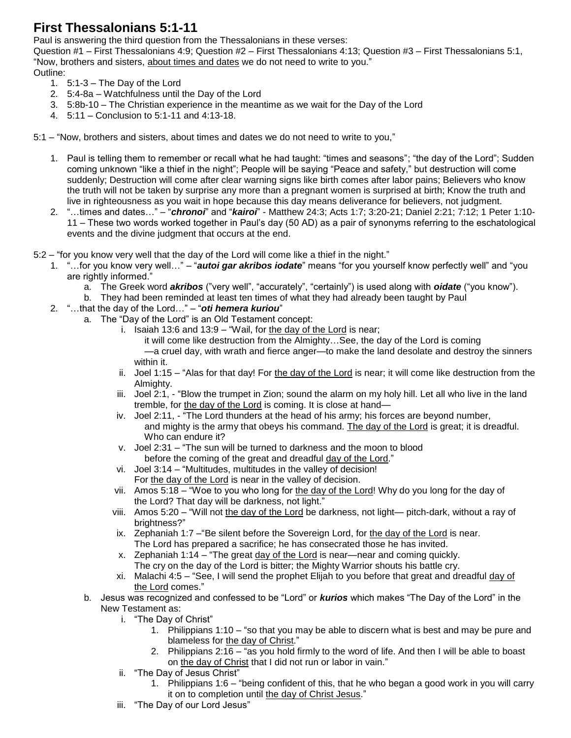# First Thessalonians 5:1-11

Paul is answering the third question from the Thessalonians in these verses:

Question #1 – First Thessalonians 4:9; Question #2 – First Thessalonians 4:13; Question #3 – First Thessalonians 5:1, "Now, brothers and sisters, <u>about times and dates</u> we do not need to write to you."

Outline:

1. 5:1-3 – The Day of the Lord
2. 5:4-8a – Watchfulness until the Day of the Lord
3. 5:8b-10 – The Christian experience in the meantime as we wait for the Day of the Lord
4. 5:11 – Conclusion to 5:1-11 and 4:13-18.

5:1 – "Now, brothers and sisters, about times and dates we do not need to write to you,"

1. Paul is telling them to remember or recall what he had taught: "times and seasons"; "the day of the Lord"; Sudden coming unknown "like a thief in the night"; People will be saying "Peace and safety," but destruction will come suddenly; Destruction will come after clear warning signs like birth comes after labor pains; Believers who know the truth will not be taken by surprise any more than a pregnant women is surprised at birth; Know the truth and live in righteousness as you wait in hope because this day means deliverance for believers, not judgment.
2. "…times and dates…" – "***chronoi***" and "***kairoi***" - Matthew 24:3; Acts 1:7; 3:20-21; Daniel 2:21; 7:12; 1 Peter 1:10-11 – These two words worked together in Paul's day (50 AD) as a pair of synonyms referring to the eschatological events and the divine judgment that occurs at the end.

5:2 – "for you know very well that the day of the Lord will come like a thief in the night."

1. "…for you know very well…" – "***autoi gar akribos iodate***" means "for you yourself know perfectly well" and "you are rightly informed."
   a. The Greek word ***akribos*** ("very well", "accurately", "certainly") is used along with ***oidate*** ("you know").
   b. They had been reminded at least ten times of what they had already been taught by Paul
2. "…that the day of the Lord…" – "***oti hemera kuriou***"
   a. The "Day of the Lord" is an Old Testament concept:
      i. Isaiah 13:6 and 13:9 – "Wail, for <u>the day of the Lord</u> is near;
         it will come like destruction from the Almighty…See, the day of the Lord is coming
         —a cruel day, with wrath and fierce anger—to make the land desolate and destroy the sinners within it.
      ii. Joel 1:15 – "Alas for that day! For <u>the day of the Lord</u> is near; it will come like destruction from the Almighty.
      iii. Joel 2:1, - "Blow the trumpet in Zion; sound the alarm on my holy hill. Let all who live in the land tremble, for <u>the day of the Lord</u> is coming. It is close at hand—
      iv. Joel 2:11, - "The Lord thunders at the head of his army; his forces are beyond number,
         and mighty is the army that obeys his command. <u>The day of the Lord</u> is great; it is dreadful.
         Who can endure it?
      v. Joel 2:31 – "The sun will be turned to darkness and the moon to blood
         before the coming of the great and dreadful <u>day of the Lord</u>."
      vi. Joel 3:14 – "Multitudes, multitudes in the valley of decision!
         For <u>the day of the Lord</u> is near in the valley of decision.
      vii. Amos 5:18 – "Woe to you who long for <u>the day of the Lord</u>! Why do you long for the day of the Lord? That day will be darkness, not light."
      viii. Amos 5:20 – "Will not <u>the day of the Lord</u> be darkness, not light— pitch-dark, without a ray of brightness?"
      ix. Zephaniah 1:7 –"Be silent before the Sovereign Lord, for <u>the day of the Lord</u> is near.
         The Lord has prepared a sacrifice; he has consecrated those he has invited.
      x. Zephaniah 1:14 – "The great <u>day of the Lord</u> is near—near and coming quickly.
         The cry on the day of the Lord is bitter; the Mighty Warrior shouts his battle cry.
      xi. Malachi 4:5 – "See, I will send the prophet Elijah to you before that great and dreadful <u>day of the Lord</u> comes."
   b. Jesus was recognized and confessed to be "Lord" or ***kurios*** which makes "The Day of the Lord" in the New Testament as:
      i. "The Day of Christ"
         1. Philippians 1:10 – "so that you may be able to discern what is best and may be pure and blameless for <u>the day of Christ</u>."
         2. Philippians 2:16 – "as you hold firmly to the word of life. And then I will be able to boast on <u>the day of Christ</u> that I did not run or labor in vain."
      ii. "The Day of Jesus Christ"
         1. Philippians 1:6 – "being confident of this, that he who began a good work in you will carry it on to completion until <u>the day of Christ Jesus</u>."
      iii. "The Day of our Lord Jesus"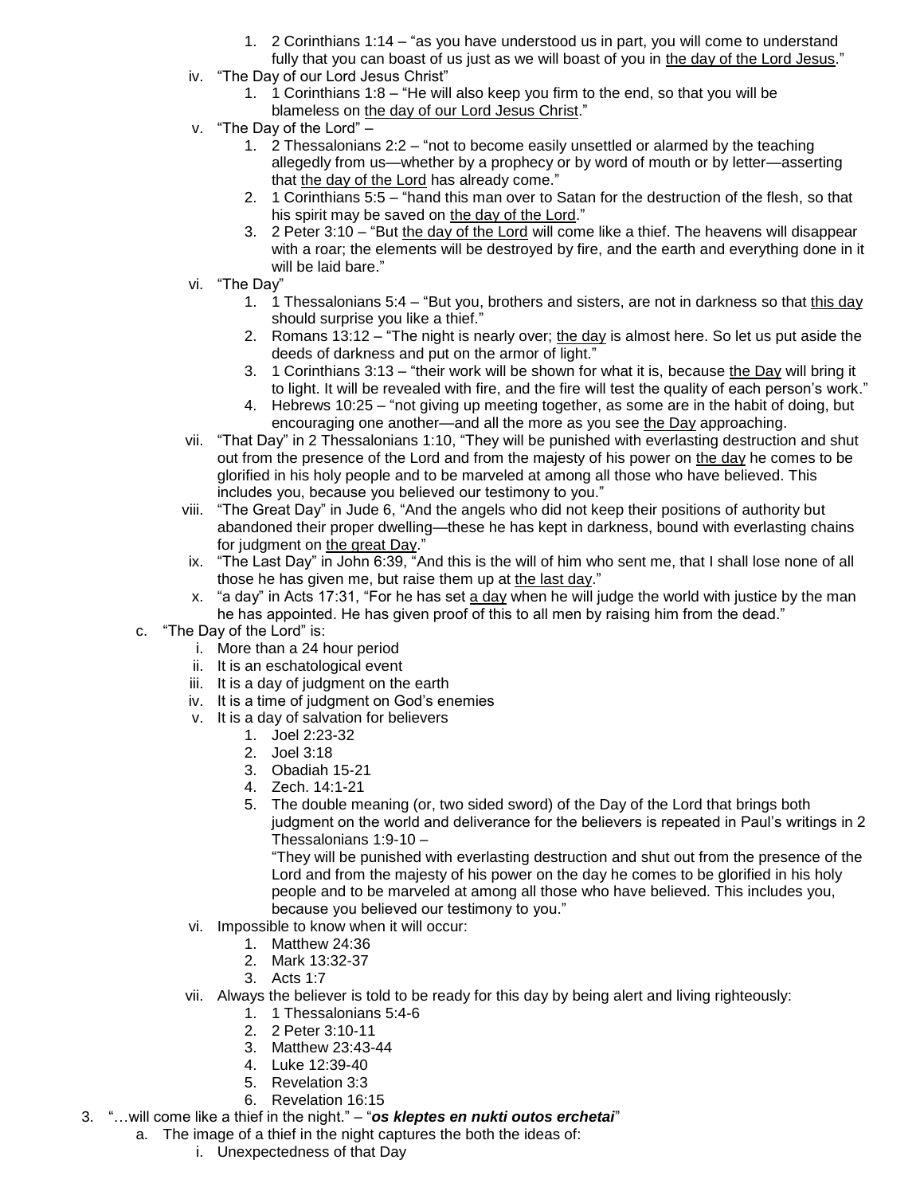1. 2 Corinthians 1:14 – "as you have understood us in part, you will come to understand fully that you can boast of us just as we will boast of you in <u>the day of the Lord Jesus</u>."

iv. "The Day of our Lord Jesus Christ"

1. 1 Corinthians 1:8 – "He will also keep you firm to the end, so that you will be blameless on <u>the day of our Lord Jesus Christ</u>."

v. "The Day of the Lord" –

1. 2 Thessalonians 2:2 – "not to become easily unsettled or alarmed by the teaching allegedly from us—whether by a prophecy or by word of mouth or by letter—asserting that <u>the day of the Lord</u> has already come."
2. 1 Corinthians 5:5 – "hand this man over to Satan for the destruction of the flesh, so that his spirit may be saved on <u>the day of the Lord</u>."
3. 2 Peter 3:10 – "But <u>the day of the Lord</u> will come like a thief. The heavens will disappear with a roar; the elements will be destroyed by fire, and the earth and everything done in it will be laid bare."

vi. "The Day"

1. 1 Thessalonians 5:4 – "But you, brothers and sisters, are not in darkness so that <u>this day</u> should surprise you like a thief."
2. Romans 13:12 – "The night is nearly over; <u>the day</u> is almost here. So let us put aside the deeds of darkness and put on the armor of light."
3. 1 Corinthians 3:13 – "their work will be shown for what it is, because <u>the Day</u> will bring it to light. It will be revealed with fire, and the fire will test the quality of each person's work."
4. Hebrews 10:25 – "not giving up meeting together, as some are in the habit of doing, but encouraging one another—and all the more as you see <u>the Day</u> approaching.

vii. "That Day" in 2 Thessalonians 1:10, "They will be punished with everlasting destruction and shut out from the presence of the Lord and from the majesty of his power on <u>the day</u> he comes to be glorified in his holy people and to be marveled at among all those who have believed. This includes you, because you believed our testimony to you."

viii. "The Great Day" in Jude 6, "And the angels who did not keep their positions of authority but abandoned their proper dwelling—these he has kept in darkness, bound with everlasting chains for judgment on <u>the great Day</u>."

ix. "The Last Day" in John 6:39, "And this is the will of him who sent me, that I shall lose none of all those he has given me, but raise them up at <u>the last day</u>."

x. "a day" in Acts 17:31, "For he has set <u>a day</u> when he will judge the world with justice by the man he has appointed. He has given proof of this to all men by raising him from the dead."

c. "The Day of the Lord" is:

i. More than a 24 hour period

ii. It is an eschatological event

iii. It is a day of judgment on the earth

iv. It is a time of judgment on God's enemies

v. It is a day of salvation for believers

1. Joel 2:23-32
2. Joel 3:18
3. Obadiah 15-21
4. Zech. 14:1-21
5. The double meaning (or, two sided sword) of the Day of the Lord that brings both judgment on the world and deliverance for the believers is repeated in Paul's writings in 2 Thessalonians 1:9-10 –

   "They will be punished with everlasting destruction and shut out from the presence of the Lord and from the majesty of his power on the day he comes to be glorified in his holy people and to be marveled at among all those who have believed. This includes you, because you believed our testimony to you."

vi. Impossible to know when it will occur:

1. Matthew 24:36
2. Mark 13:32-37
3. Acts 1:7

vii. Always the believer is told to be ready for this day by being alert and living righteously:

1. 1 Thessalonians 5:4-6
2. 2 Peter 3:10-11
3. Matthew 23:43-44
4. Luke 12:39-40
5. Revelation 3:3
6. Revelation 16:15

3. "…will come like a thief in the night." – "***os kleptes en nukti outos erchetai***"

a. The image of a thief in the night captures the both the ideas of:

i. Unexpectedness of that Day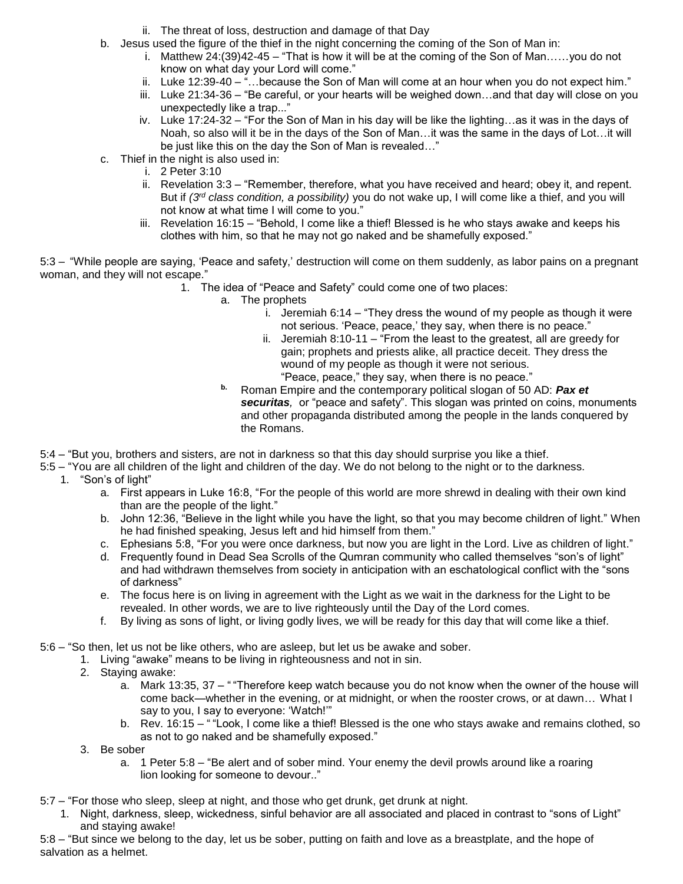ii. The threat of loss, destruction and damage of that Day

b. Jesus used the figure of the thief in the night concerning the coming of the Son of Man in:
   i. Matthew 24:(39)42-45 – "That is how it will be at the coming of the Son of Man……you do not know on what day your Lord will come."
   ii. Luke 12:39-40 – "…because the Son of Man will come at an hour when you do not expect him."
   iii. Luke 21:34-36 – "Be careful, or your hearts will be weighed down…and that day will close on you unexpectedly like a trap..."
   iv. Luke 17:24-32 – "For the Son of Man in his day will be like the lighting…as it was in the days of Noah, so also will it be in the days of the Son of Man…it was the same in the days of Lot…it will be just like this on the day the Son of Man is revealed…"

c. Thief in the night is also used in:
   i. 2 Peter 3:10
   ii. Revelation 3:3 – "Remember, therefore, what you have received and heard; obey it, and repent. But if *(3rd class condition, a possibility)* you do not wake up, I will come like a thief, and you will not know at what time I will come to you."
   iii. Revelation 16:15 – "Behold, I come like a thief! Blessed is he who stays awake and keeps his clothes with him, so that he may not go naked and be shamefully exposed."

5:3 – "While people are saying, 'Peace and safety,' destruction will come on them suddenly, as labor pains on a pregnant woman, and they will not escape."

1. The idea of "Peace and Safety" could come one of two places:
   a. The prophets
      i. Jeremiah 6:14 – "They dress the wound of my people as though it were not serious. 'Peace, peace,' they say, when there is no peace."
      ii. Jeremiah 8:10-11 – "From the least to the greatest, all are greedy for gain; prophets and priests alike, all practice deceit. They dress the wound of my people as though it were not serious.
      "Peace, peace," they say, when there is no peace."
   b. Roman Empire and the contemporary political slogan of 50 AD: ***Pax et securitas***, or "peace and safety". This slogan was printed on coins, monuments and other propaganda distributed among the people in the lands conquered by the Romans.

5:4 – "But you, brothers and sisters, are not in darkness so that this day should surprise you like a thief.

5:5 – "You are all children of the light and children of the day. We do not belong to the night or to the darkness.

1. "Son's of light"
   a. First appears in Luke 16:8, "For the people of this world are more shrewd in dealing with their own kind than are the people of the light."
   b. John 12:36, "Believe in the light while you have the light, so that you may become children of light." When he had finished speaking, Jesus left and hid himself from them."
   c. Ephesians 5:8, "For you were once darkness, but now you are light in the Lord. Live as children of light."
   d. Frequently found in Dead Sea Scrolls of the Qumran community who called themselves "son's of light" and had withdrawn themselves from society in anticipation with an eschatological conflict with the "sons of darkness"
   e. The focus here is on living in agreement with the Light as we wait in the darkness for the Light to be revealed. In other words, we are to live righteously until the Day of the Lord comes.
   f. By living as sons of light, or living godly lives, we will be ready for this day that will come like a thief.

5:6 – "So then, let us not be like others, who are asleep, but let us be awake and sober.

1. Living "awake" means to be living in righteousness and not in sin.
2. Staying awake:
   a. Mark 13:35, 37 – " "Therefore keep watch because you do not know when the owner of the house will come back—whether in the evening, or at midnight, or when the rooster crows, or at dawn… What I say to you, I say to everyone: 'Watch!'"
   b. Rev. 16:15 – " "Look, I come like a thief! Blessed is the one who stays awake and remains clothed, so as not to go naked and be shamefully exposed."
3. Be sober
   a. 1 Peter 5:8 – "Be alert and of sober mind. Your enemy the devil prowls around like a roaring lion looking for someone to devour.."

5:7 – "For those who sleep, sleep at night, and those who get drunk, get drunk at night.

1. Night, darkness, sleep, wickedness, sinful behavior are all associated and placed in contrast to "sons of Light" and staying awake!

5:8 – "But since we belong to the day, let us be sober, putting on faith and love as a breastplate, and the hope of salvation as a helmet.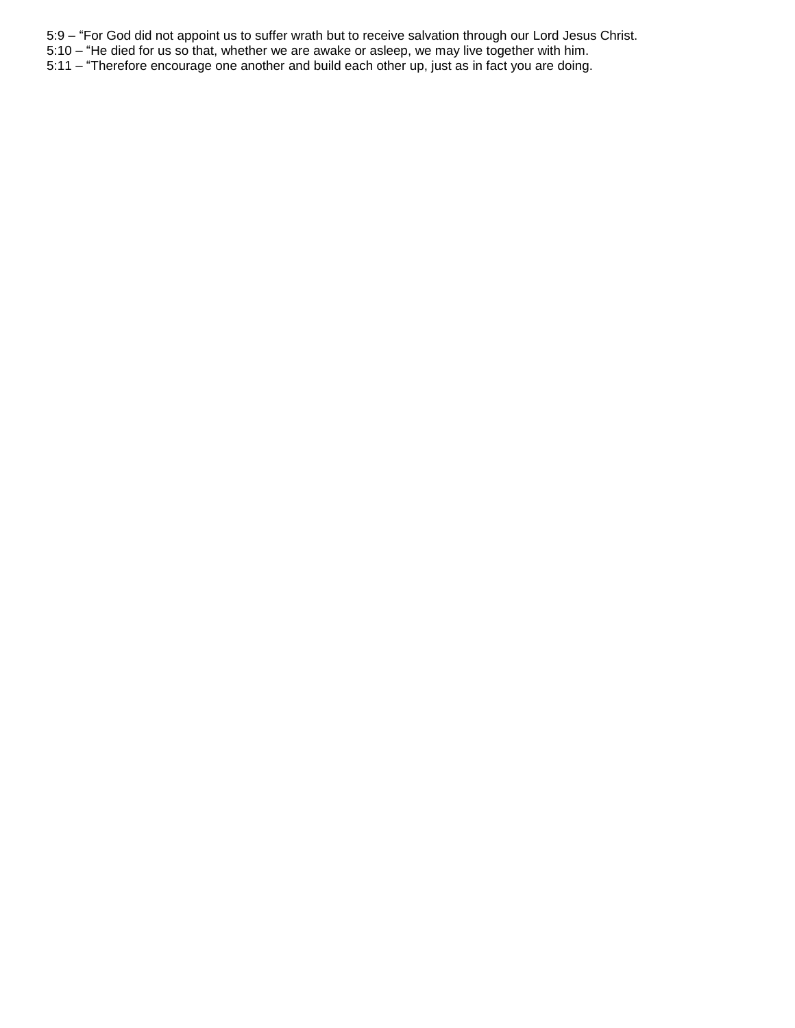5:9 – “For God did not appoint us to suffer wrath but to receive salvation through our Lord Jesus Christ.
5:10 – “He died for us so that, whether we are awake or asleep, we may live together with him.
5:11 – “Therefore encourage one another and build each other up, just as in fact you are doing.